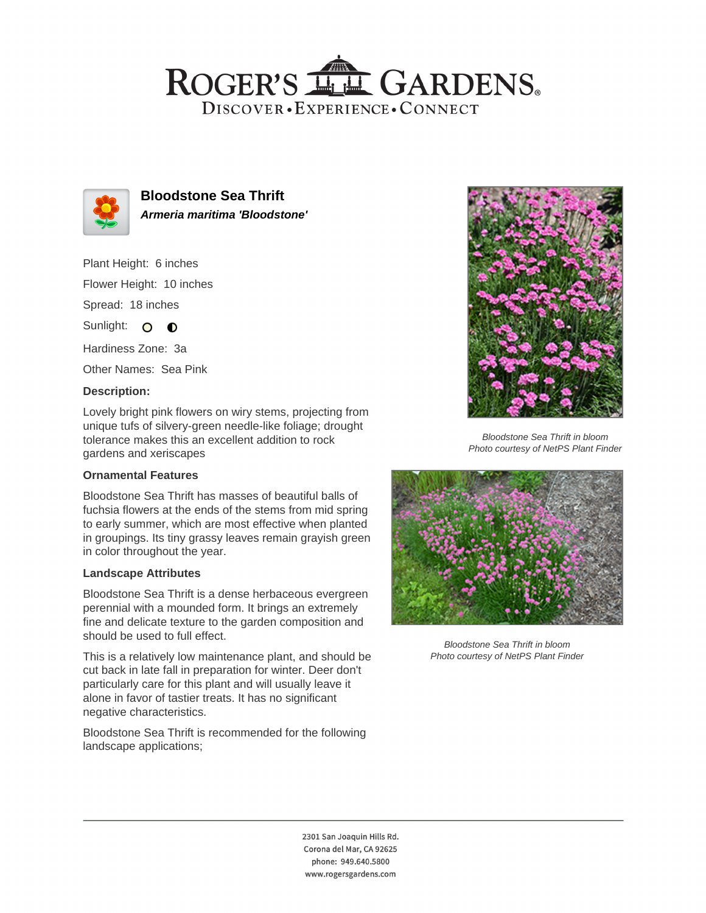# Bloodstone Sea Thrift

***Armeria maritima 'Bloodstone'***

Plant Height: 6 inches

Flower Height: 10 inches

Spread: 18 inches

Sunlight:

Hardiness Zone: 3a

Other Names: Sea Pink

### Description:

Lovely bright pink flowers on wiry stems, projecting from unique tufs of silvery-green needle-like foliage; drought tolerance makes this an excellent addition to rock gardens and xeriscapes

### Ornamental Features

Bloodstone Sea Thrift has masses of beautiful balls of fuchsia flowers at the ends of the stems from mid spring to early summer, which are most effective when planted in groupings. Its tiny grassy leaves remain grayish green in color throughout the year.

### Landscape Attributes

Bloodstone Sea Thrift is a dense herbaceous evergreen perennial with a mounded form. It brings an extremely fine and delicate texture to the garden composition and should be used to full effect.

This is a relatively low maintenance plant, and should be cut back in late fall in preparation for winter. Deer don't particularly care for this plant and will usually leave it alone in favor of tastier treats. It has no significant negative characteristics.

Bloodstone Sea Thrift is recommended for the following landscape applications;

*Bloodstone Sea Thrift in bloom*
*Photo courtesy of NetPS Plant Finder*

*Bloodstone Sea Thrift in bloom*
*Photo courtesy of NetPS Plant Finder*

2301 San Joaquin Hills Rd.
Corona del Mar, CA 92625
phone: 949.640.5800
www.rogersgardens.com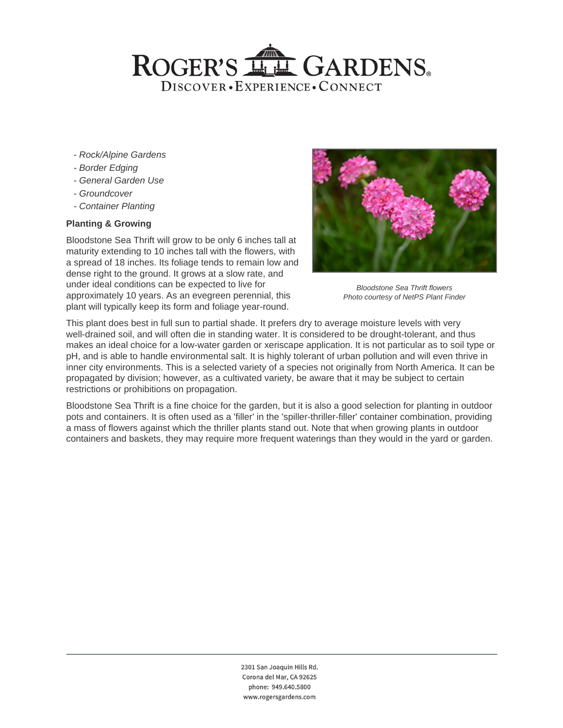- *Rock/Alpine Gardens*
- *Border Edging*
- *General Garden Use*
- *Groundcover*
- *Container Planting*

**Planting & Growing**

Bloodstone Sea Thrift will grow to be only 6 inches tall at maturity extending to 10 inches tall with the flowers, with a spread of 18 inches. Its foliage tends to remain low and dense right to the ground. It grows at a slow rate, and under ideal conditions can be expected to live for approximately 10 years. As an evegreen perennial, this plant will typically keep its form and foliage year-round.

*Bloodstone Sea Thrift flowers*
*Photo courtesy of NetPS Plant Finder*

This plant does best in full sun to partial shade. It prefers dry to average moisture levels with very well-drained soil, and will often die in standing water. It is considered to be drought-tolerant, and thus makes an ideal choice for a low-water garden or xeriscape application. It is not particular as to soil type or pH, and is able to handle environmental salt. It is highly tolerant of urban pollution and will even thrive in inner city environments. This is a selected variety of a species not originally from North America. It can be propagated by division; however, as a cultivated variety, be aware that it may be subject to certain restrictions or prohibitions on propagation.

Bloodstone Sea Thrift is a fine choice for the garden, but it is also a good selection for planting in outdoor pots and containers. It is often used as a 'filler' in the 'spiller-thriller-filler' container combination, providing a mass of flowers against which the thriller plants stand out. Note that when growing plants in outdoor containers and baskets, they may require more frequent waterings than they would in the yard or garden.